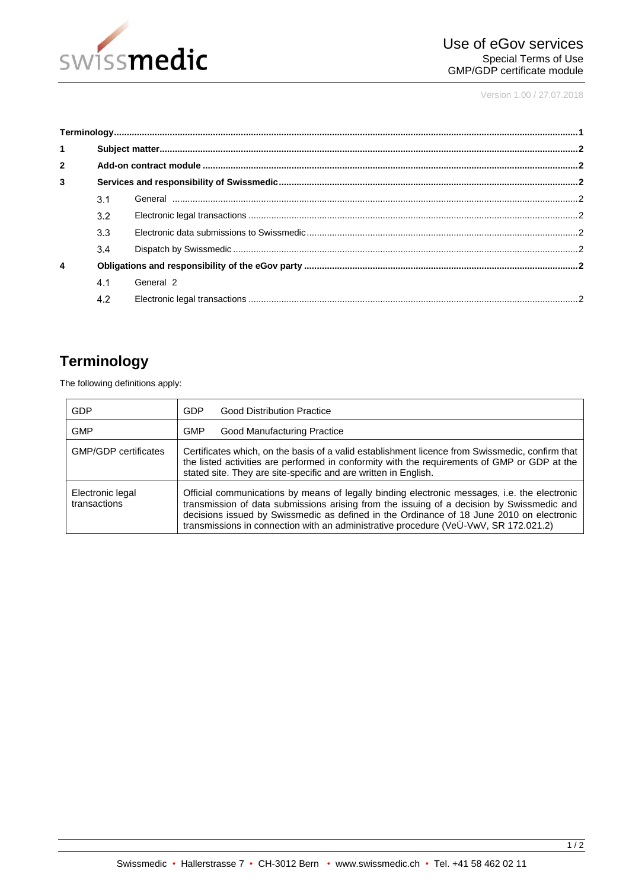# Use of eGov services

Special Terms of Use
GMP/GDP certificate module

Version 1.00 / 27.07.2018

**Terminology** ..... **1**

**1 Subject matter** ..... **2**

**2 Add-on contract module** ..... **2**

**3 Services and responsibility of Swissmedic** ..... **2**

- 3.1 General ..... 2
- 3.2 Electronic legal transactions ..... 2
- 3.3 Electronic data submissions to Swissmedic ..... 2
- 3.4 Dispatch by Swissmedic ..... 2

**4 Obligations and responsibility of the eGov party** ..... **2**

- 4.1 General 2
- 4.2 Electronic legal transactions ..... 2

## Terminology

The following definitions apply:

| | |
|---|---|
| GDP | GDP Good Distribution Practice |
| GMP | GMP Good Manufacturing Practice |
| GMP/GDP certificates | Certificates which, on the basis of a valid establishment licence from Swissmedic, confirm that the listed activities are performed in conformity with the requirements of GMP or GDP at the stated site. They are site-specific and are written in English. |
| Electronic legal transactions | Official communications by means of legally binding electronic messages, i.e. the electronic transmission of data submissions arising from the issuing of a decision by Swissmedic and decisions issued by Swissmedic as defined in the Ordinance of 18 June 2010 on electronic transmissions in connection with an administrative procedure (VeÜ-VwV, SR 172.021.2) |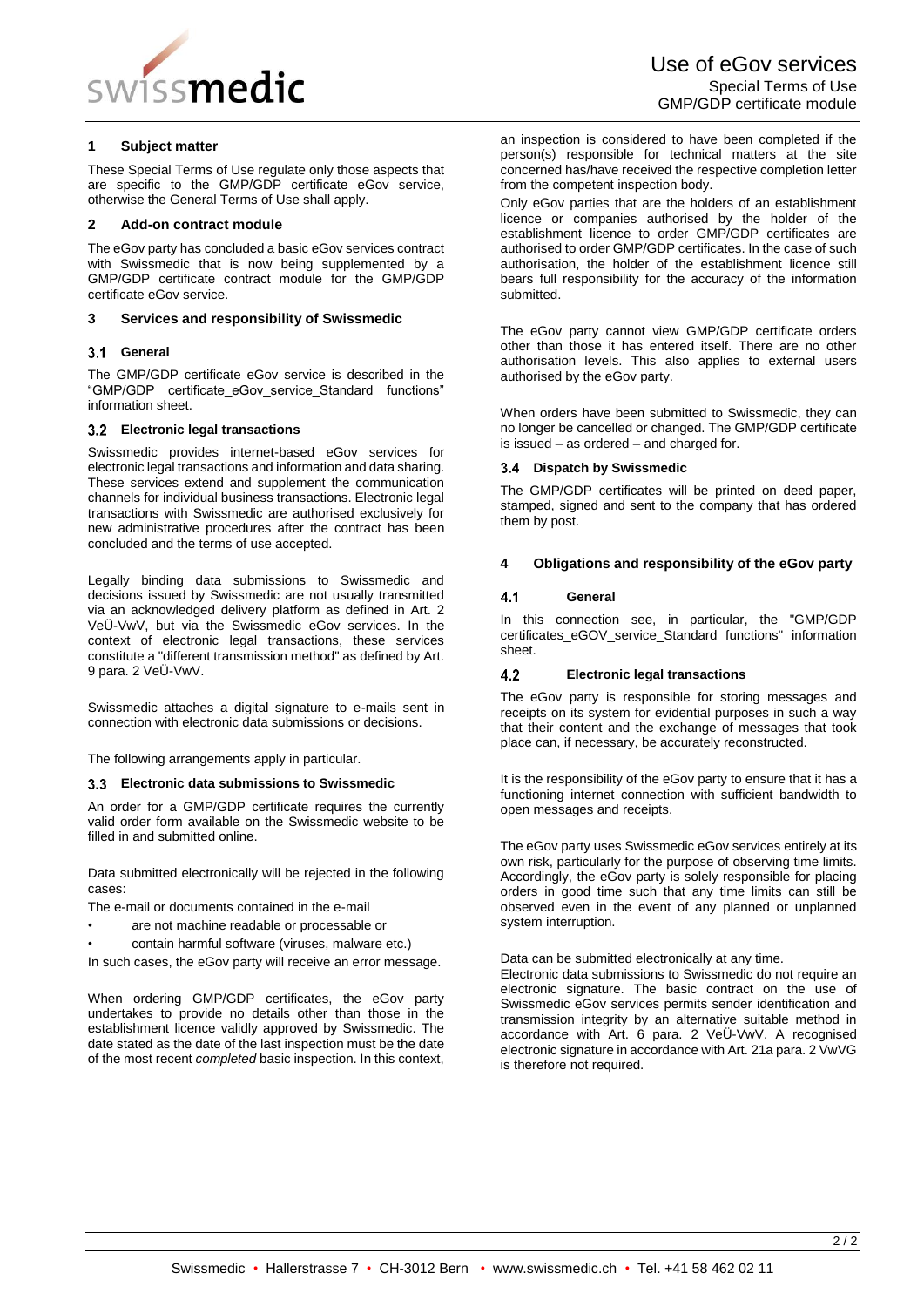# Use of eGov services

Special Terms of Use
GMP/GDP certificate module

## 1 Subject matter

These Special Terms of Use regulate only those aspects that are specific to the GMP/GDP certificate eGov service, otherwise the General Terms of Use shall apply.

## 2 Add-on contract module

The eGov party has concluded a basic eGov services contract with Swissmedic that is now being supplemented by a GMP/GDP certificate contract module for the GMP/GDP certificate eGov service.

## 3 Services and responsibility of Swissmedic

### 3.1 General

The GMP/GDP certificate eGov service is described in the "GMP/GDP certificate_eGov_service_Standard functions" information sheet.

### 3.2 Electronic legal transactions

Swissmedic provides internet-based eGov services for electronic legal transactions and information and data sharing. These services extend and supplement the communication channels for individual business transactions. Electronic legal transactions with Swissmedic are authorised exclusively for new administrative procedures after the contract has been concluded and the terms of use accepted.

Legally binding data submissions to Swissmedic and decisions issued by Swissmedic are not usually transmitted via an acknowledged delivery platform as defined in Art. 2 VeÜ-VwV, but via the Swissmedic eGov services. In the context of electronic legal transactions, these services constitute a "different transmission method" as defined by Art. 9 para. 2 VeÜ-VwV.

Swissmedic attaches a digital signature to e-mails sent in connection with electronic data submissions or decisions.

The following arrangements apply in particular.

### 3.3 Electronic data submissions to Swissmedic

An order for a GMP/GDP certificate requires the currently valid order form available on the Swissmedic website to be filled in and submitted online.

Data submitted electronically will be rejected in the following cases:

The e-mail or documents contained in the e-mail

- are not machine readable or processable or
- contain harmful software (viruses, malware etc.)

In such cases, the eGov party will receive an error message.

When ordering GMP/GDP certificates, the eGov party undertakes to provide no details other than those in the establishment licence validly approved by Swissmedic. The date stated as the date of the last inspection must be the date of the most recent *completed* basic inspection. In this context, an inspection is considered to have been completed if the person(s) responsible for technical matters at the site concerned has/have received the respective completion letter from the competent inspection body.

Only eGov parties that are the holders of an establishment licence or companies authorised by the holder of the establishment licence to order GMP/GDP certificates are authorised to order GMP/GDP certificates. In the case of such authorisation, the holder of the establishment licence still bears full responsibility for the accuracy of the information submitted.

The eGov party cannot view GMP/GDP certificate orders other than those it has entered itself. There are no other authorisation levels. This also applies to external users authorised by the eGov party.

When orders have been submitted to Swissmedic, they can no longer be cancelled or changed. The GMP/GDP certificate is issued – as ordered – and charged for.

### 3.4 Dispatch by Swissmedic

The GMP/GDP certificates will be printed on deed paper, stamped, signed and sent to the company that has ordered them by post.

## 4 Obligations and responsibility of the eGov party

### 4.1 General

In this connection see, in particular, the "GMP/GDP certificates_eGOV_service_Standard functions" information sheet.

### 4.2 Electronic legal transactions

The eGov party is responsible for storing messages and receipts on its system for evidential purposes in such a way that their content and the exchange of messages that took place can, if necessary, be accurately reconstructed.

It is the responsibility of the eGov party to ensure that it has a functioning internet connection with sufficient bandwidth to open messages and receipts.

The eGov party uses Swissmedic eGov services entirely at its own risk, particularly for the purpose of observing time limits. Accordingly, the eGov party is solely responsible for placing orders in good time such that any time limits can still be observed even in the event of any planned or unplanned system interruption.

Data can be submitted electronically at any time.
Electronic data submissions to Swissmedic do not require an electronic signature. The basic contract on the use of Swissmedic eGov services permits sender identification and transmission integrity by an alternative suitable method in accordance with Art. 6 para. 2 VeÜ-VwV. A recognised electronic signature in accordance with Art. 21a para. 2 VwVG is therefore not required.